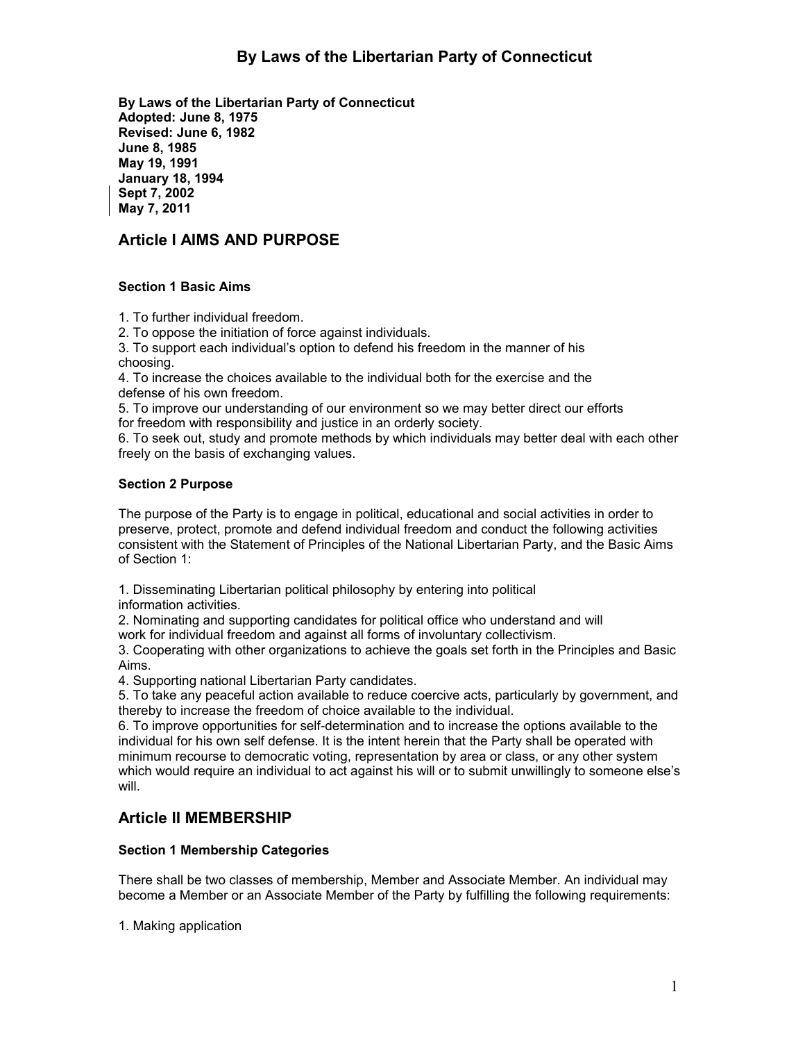# By Laws of the Libertarian Party of Connecticut

**By Laws of the Libertarian Party of Connecticut**
**Adopted: June 8, 1975**
**Revised: June 6, 1982**
**June 8, 1985**
**May 19, 1991**
**January 18, 1994**
**Sept 7, 2002**
**May 7, 2011**

## Article I AIMS AND PURPOSE

### Section 1 Basic Aims

1. To further individual freedom.
2. To oppose the initiation of force against individuals.
3. To support each individual's option to defend his freedom in the manner of his choosing.
4. To increase the choices available to the individual both for the exercise and the defense of his own freedom.
5. To improve our understanding of our environment so we may better direct our efforts for freedom with responsibility and justice in an orderly society.
6. To seek out, study and promote methods by which individuals may better deal with each other freely on the basis of exchanging values.

### Section 2 Purpose

The purpose of the Party is to engage in political, educational and social activities in order to preserve, protect, promote and defend individual freedom and conduct the following activities consistent with the Statement of Principles of the National Libertarian Party, and the Basic Aims of Section 1:

1. Disseminating Libertarian political philosophy by entering into political information activities.
2. Nominating and supporting candidates for political office who understand and will work for individual freedom and against all forms of involuntary collectivism.
3. Cooperating with other organizations to achieve the goals set forth in the Principles and Basic Aims.
4. Supporting national Libertarian Party candidates.
5. To take any peaceful action available to reduce coercive acts, particularly by government, and thereby to increase the freedom of choice available to the individual.
6. To improve opportunities for self-determination and to increase the options available to the individual for his own self defense. It is the intent herein that the Party shall be operated with minimum recourse to democratic voting, representation by area or class, or any other system which would require an individual to act against his will or to submit unwillingly to someone else's will.

## Article II MEMBERSHIP

### Section 1 Membership Categories

There shall be two classes of membership, Member and Associate Member. An individual may become a Member or an Associate Member of the Party by fulfilling the following requirements:

1. Making application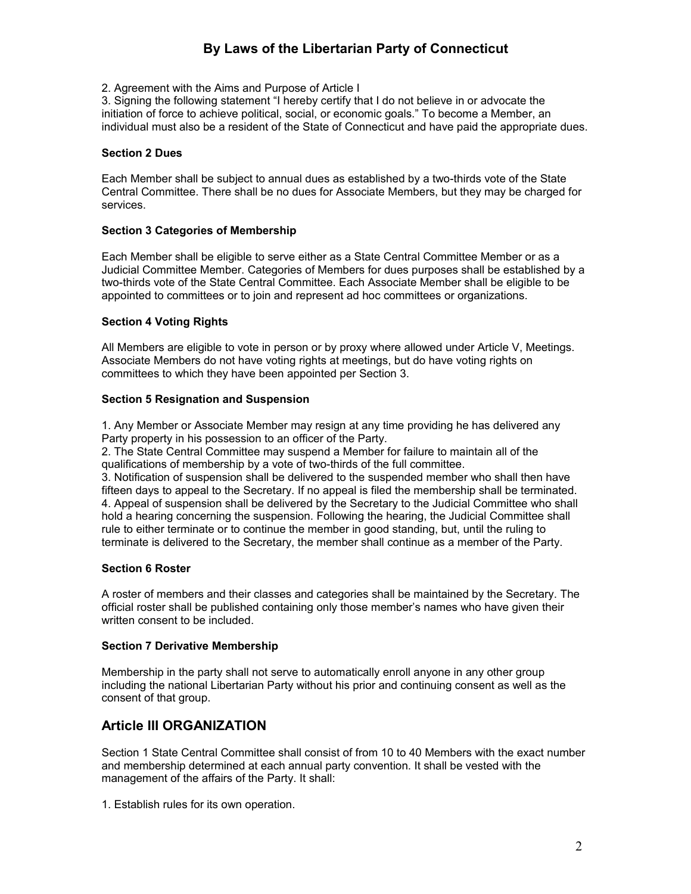2. Agreement with the Aims and Purpose of Article I
3. Signing the following statement “I hereby certify that I do not believe in or advocate the initiation of force to achieve political, social, or economic goals.” To become a Member, an individual must also be a resident of the State of Connecticut and have paid the appropriate dues.

**Section 2 Dues**

Each Member shall be subject to annual dues as established by a two-thirds vote of the State Central Committee. There shall be no dues for Associate Members, but they may be charged for services.

**Section 3 Categories of Membership**

Each Member shall be eligible to serve either as a State Central Committee Member or as a Judicial Committee Member. Categories of Members for dues purposes shall be established by a two-thirds vote of the State Central Committee. Each Associate Member shall be eligible to be appointed to committees or to join and represent ad hoc committees or organizations.

**Section 4 Voting Rights**

All Members are eligible to vote in person or by proxy where allowed under Article V, Meetings. Associate Members do not have voting rights at meetings, but do have voting rights on committees to which they have been appointed per Section 3.

**Section 5 Resignation and Suspension**

1. Any Member or Associate Member may resign at any time providing he has delivered any Party property in his possession to an officer of the Party.
2. The State Central Committee may suspend a Member for failure to maintain all of the qualifications of membership by a vote of two-thirds of the full committee.
3. Notification of suspension shall be delivered to the suspended member who shall then have fifteen days to appeal to the Secretary. If no appeal is filed the membership shall be terminated.
4. Appeal of suspension shall be delivered by the Secretary to the Judicial Committee who shall hold a hearing concerning the suspension. Following the hearing, the Judicial Committee shall rule to either terminate or to continue the member in good standing, but, until the ruling to terminate is delivered to the Secretary, the member shall continue as a member of the Party.

**Section 6 Roster**

A roster of members and their classes and categories shall be maintained by the Secretary. The official roster shall be published containing only those member’s names who have given their written consent to be included.

**Section 7 Derivative Membership**

Membership in the party shall not serve to automatically enroll anyone in any other group including the national Libertarian Party without his prior and continuing consent as well as the consent of that group.

## Article III ORGANIZATION

Section 1 State Central Committee shall consist of from 10 to 40 Members with the exact number and membership determined at each annual party convention. It shall be vested with the management of the affairs of the Party. It shall:

1. Establish rules for its own operation.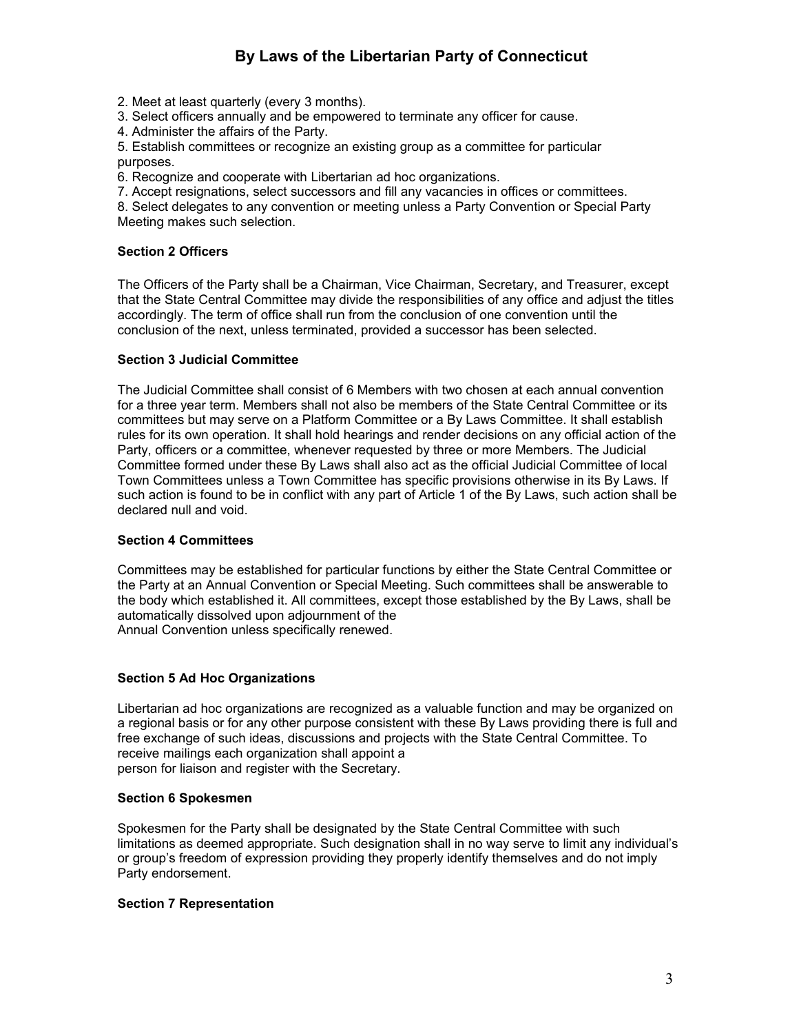2. Meet at least quarterly (every 3 months).
3. Select officers annually and be empowered to terminate any officer for cause.
4. Administer the affairs of the Party.
5. Establish committees or recognize an existing group as a committee for particular purposes.
6. Recognize and cooperate with Libertarian ad hoc organizations.
7. Accept resignations, select successors and fill any vacancies in offices or committees.
8. Select delegates to any convention or meeting unless a Party Convention or Special Party Meeting makes such selection.

**Section 2 Officers**

The Officers of the Party shall be a Chairman, Vice Chairman, Secretary, and Treasurer, except that the State Central Committee may divide the responsibilities of any office and adjust the titles accordingly. The term of office shall run from the conclusion of one convention until the conclusion of the next, unless terminated, provided a successor has been selected.

**Section 3 Judicial Committee**

The Judicial Committee shall consist of 6 Members with two chosen at each annual convention for a three year term. Members shall not also be members of the State Central Committee or its committees but may serve on a Platform Committee or a By Laws Committee. It shall establish rules for its own operation. It shall hold hearings and render decisions on any official action of the Party, officers or a committee, whenever requested by three or more Members. The Judicial Committee formed under these By Laws shall also act as the official Judicial Committee of local Town Committees unless a Town Committee has specific provisions otherwise in its By Laws. If such action is found to be in conflict with any part of Article 1 of the By Laws, such action shall be declared null and void.

**Section 4 Committees**

Committees may be established for particular functions by either the State Central Committee or the Party at an Annual Convention or Special Meeting. Such committees shall be answerable to the body which established it. All committees, except those established by the By Laws, shall be automatically dissolved upon adjournment of the Annual Convention unless specifically renewed.

**Section 5 Ad Hoc Organizations**

Libertarian ad hoc organizations are recognized as a valuable function and may be organized on a regional basis or for any other purpose consistent with these By Laws providing there is full and free exchange of such ideas, discussions and projects with the State Central Committee. To receive mailings each organization shall appoint a person for liaison and register with the Secretary.

**Section 6 Spokesmen**

Spokesmen for the Party shall be designated by the State Central Committee with such limitations as deemed appropriate. Such designation shall in no way serve to limit any individual's or group's freedom of expression providing they properly identify themselves and do not imply Party endorsement.

**Section 7 Representation**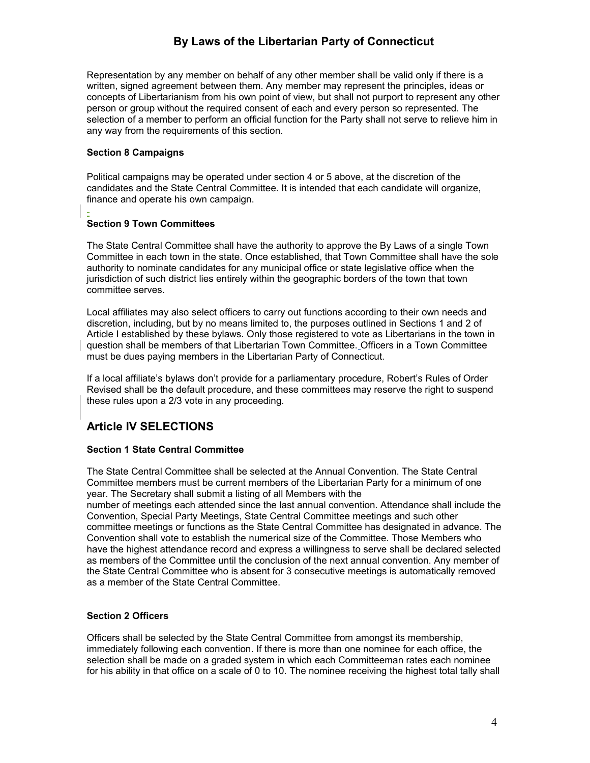Representation by any member on behalf of any other member shall be valid only if there is a written, signed agreement between them. Any member may represent the principles, ideas or concepts of Libertarianism from his own point of view, but shall not purport to represent any other person or group without the required consent of each and every person so represented. The selection of a member to perform an official function for the Party shall not serve to relieve him in any way from the requirements of this section.

**Section 8 Campaigns**

Political campaigns may be operated under section 4 or 5 above, at the discretion of the candidates and the State Central Committee. It is intended that each candidate will organize, finance and operate his own campaign.

**Section 9 Town Committees**

The State Central Committee shall have the authority to approve the By Laws of a single Town Committee in each town in the state. Once established, that Town Committee shall have the sole authority to nominate candidates for any municipal office or state legislative office when the jurisdiction of such district lies entirely within the geographic borders of the town that town committee serves.

Local affiliates may also select officers to carry out functions according to their own needs and discretion, including, but by no means limited to, the purposes outlined in Sections 1 and 2 of Article I established by these bylaws. Only those registered to vote as Libertarians in the town in question shall be members of that Libertarian Town Committee. Officers in a Town Committee must be dues paying members in the Libertarian Party of Connecticut.

If a local affiliate's bylaws don't provide for a parliamentary procedure, Robert's Rules of Order Revised shall be the default procedure, and these committees may reserve the right to suspend these rules upon a 2/3 vote in any proceeding.

## Article IV SELECTIONS

**Section 1 State Central Committee**

The State Central Committee shall be selected at the Annual Convention. The State Central Committee members must be current members of the Libertarian Party for a minimum of one year. The Secretary shall submit a listing of all Members with the number of meetings each attended since the last annual convention. Attendance shall include the Convention, Special Party Meetings, State Central Committee meetings and such other committee meetings or functions as the State Central Committee has designated in advance. The Convention shall vote to establish the numerical size of the Committee. Those Members who have the highest attendance record and express a willingness to serve shall be declared selected as members of the Committee until the conclusion of the next annual convention. Any member of the State Central Committee who is absent for 3 consecutive meetings is automatically removed as a member of the State Central Committee.

**Section 2 Officers**

Officers shall be selected by the State Central Committee from amongst its membership, immediately following each convention. If there is more than one nominee for each office, the selection shall be made on a graded system in which each Committeeman rates each nominee for his ability in that office on a scale of 0 to 10. The nominee receiving the highest total tally shall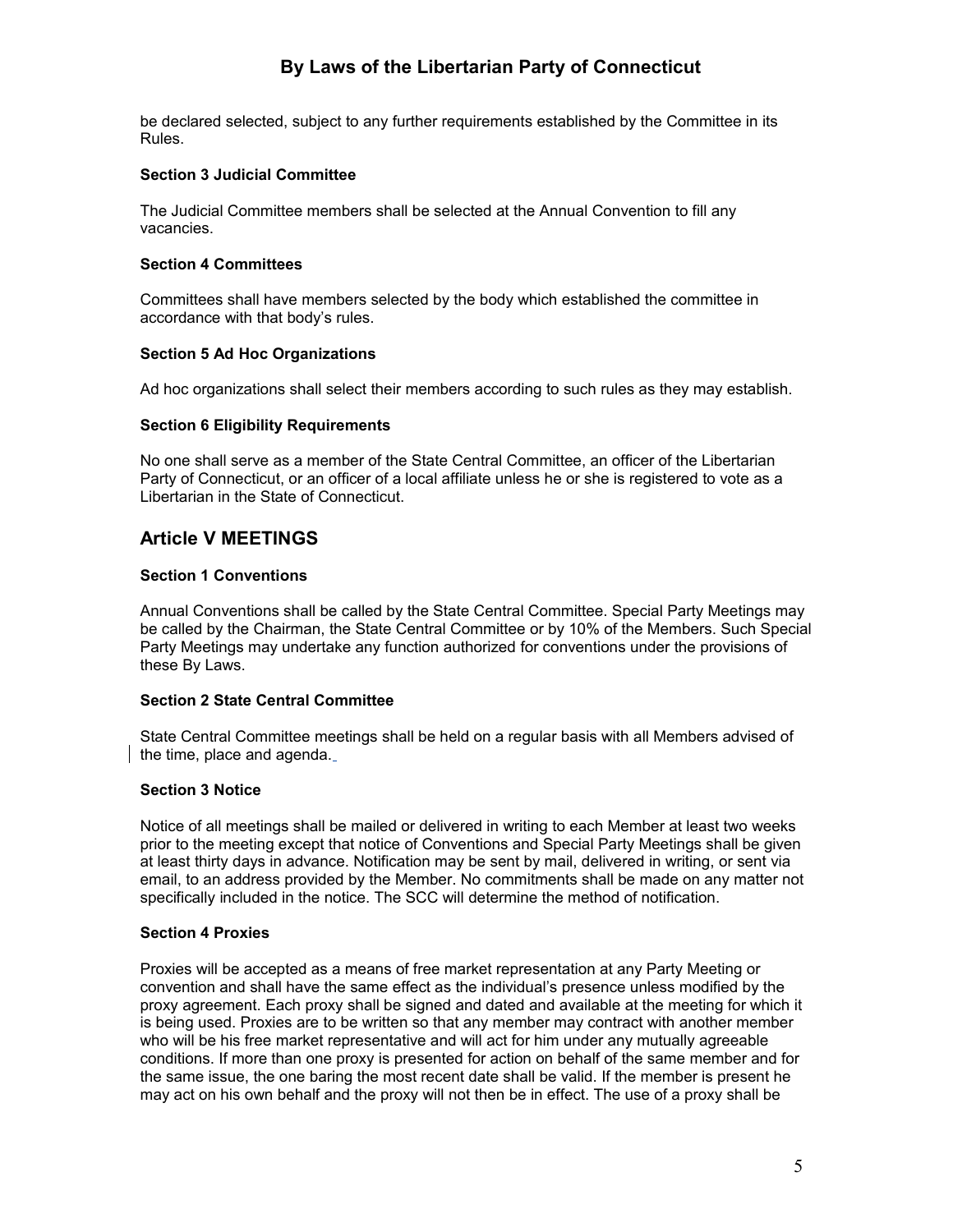be declared selected, subject to any further requirements established by the Committee in its Rules.

### Section 3 Judicial Committee

The Judicial Committee members shall be selected at the Annual Convention to fill any vacancies.

### Section 4 Committees

Committees shall have members selected by the body which established the committee in accordance with that body's rules.

### Section 5 Ad Hoc Organizations

Ad hoc organizations shall select their members according to such rules as they may establish.

### Section 6 Eligibility Requirements

No one shall serve as a member of the State Central Committee, an officer of the Libertarian Party of Connecticut, or an officer of a local affiliate unless he or she is registered to vote as a Libertarian in the State of Connecticut.

## Article V MEETINGS

### Section 1 Conventions

Annual Conventions shall be called by the State Central Committee. Special Party Meetings may be called by the Chairman, the State Central Committee or by 10% of the Members. Such Special Party Meetings may undertake any function authorized for conventions under the provisions of these By Laws.

### Section 2 State Central Committee

State Central Committee meetings shall be held on a regular basis with all Members advised of the time, place and agenda.

### Section 3 Notice

Notice of all meetings shall be mailed or delivered in writing to each Member at least two weeks prior to the meeting except that notice of Conventions and Special Party Meetings shall be given at least thirty days in advance. Notification may be sent by mail, delivered in writing, or sent via email, to an address provided by the Member. No commitments shall be made on any matter not specifically included in the notice. The SCC will determine the method of notification.

### Section 4 Proxies

Proxies will be accepted as a means of free market representation at any Party Meeting or convention and shall have the same effect as the individual's presence unless modified by the proxy agreement. Each proxy shall be signed and dated and available at the meeting for which it is being used. Proxies are to be written so that any member may contract with another member who will be his free market representative and will act for him under any mutually agreeable conditions. If more than one proxy is presented for action on behalf of the same member and for the same issue, the one baring the most recent date shall be valid. If the member is present he may act on his own behalf and the proxy will not then be in effect. The use of a proxy shall be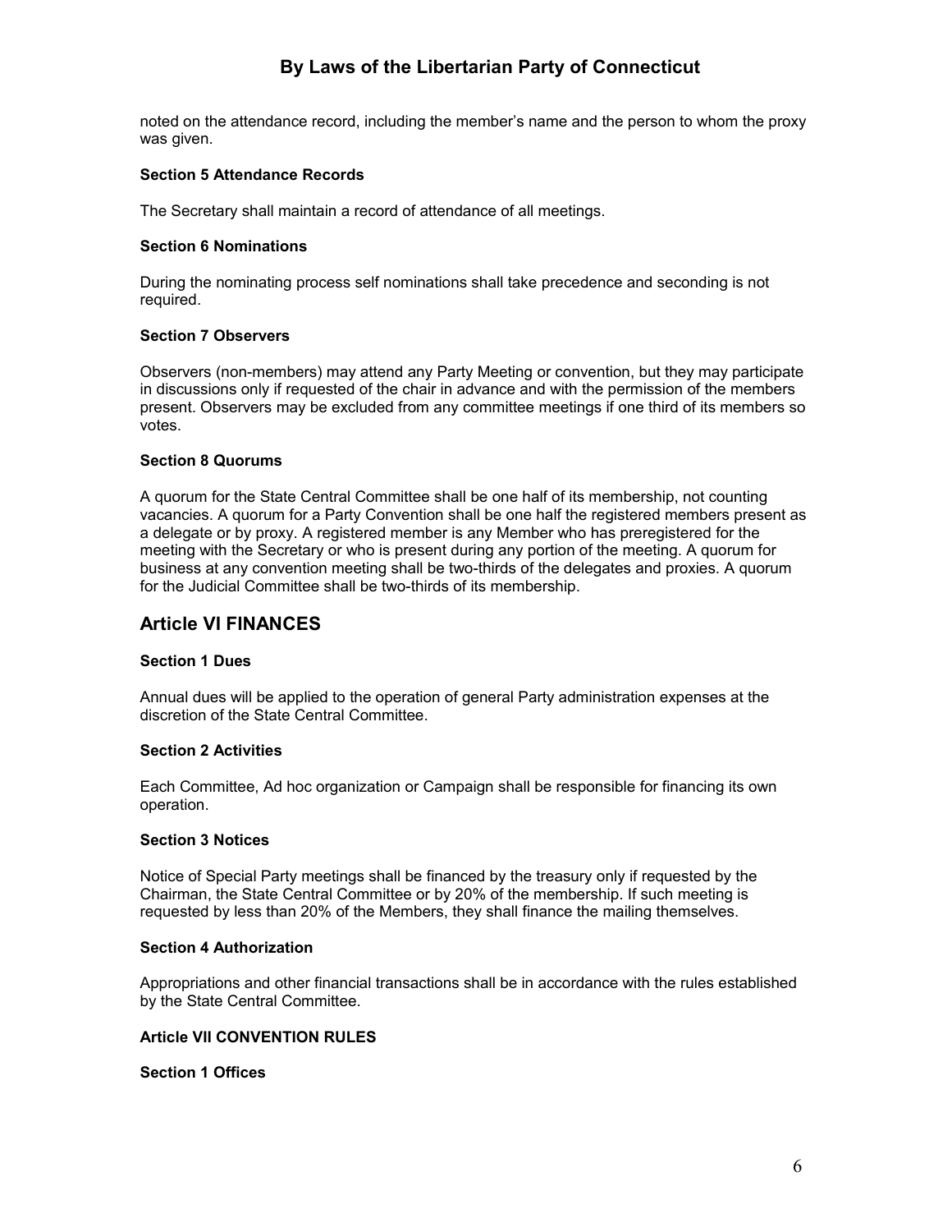noted on the attendance record, including the member's name and the person to whom the proxy was given.

**Section 5 Attendance Records**

The Secretary shall maintain a record of attendance of all meetings.

**Section 6 Nominations**

During the nominating process self nominations shall take precedence and seconding is not required.

**Section 7 Observers**

Observers (non-members) may attend any Party Meeting or convention, but they may participate in discussions only if requested of the chair in advance and with the permission of the members present. Observers may be excluded from any committee meetings if one third of its members so votes.

**Section 8 Quorums**

A quorum for the State Central Committee shall be one half of its membership, not counting vacancies. A quorum for a Party Convention shall be one half the registered members present as a delegate or by proxy. A registered member is any Member who has preregistered for the meeting with the Secretary or who is present during any portion of the meeting. A quorum for business at any convention meeting shall be two-thirds of the delegates and proxies. A quorum for the Judicial Committee shall be two-thirds of its membership.

## Article VI FINANCES

**Section 1 Dues**

Annual dues will be applied to the operation of general Party administration expenses at the discretion of the State Central Committee.

**Section 2 Activities**

Each Committee, Ad hoc organization or Campaign shall be responsible for financing its own operation.

**Section 3 Notices**

Notice of Special Party meetings shall be financed by the treasury only if requested by the Chairman, the State Central Committee or by 20% of the membership. If such meeting is requested by less than 20% of the Members, they shall finance the mailing themselves.

**Section 4 Authorization**

Appropriations and other financial transactions shall be in accordance with the rules established by the State Central Committee.

**Article VII CONVENTION RULES**

**Section 1 Offices**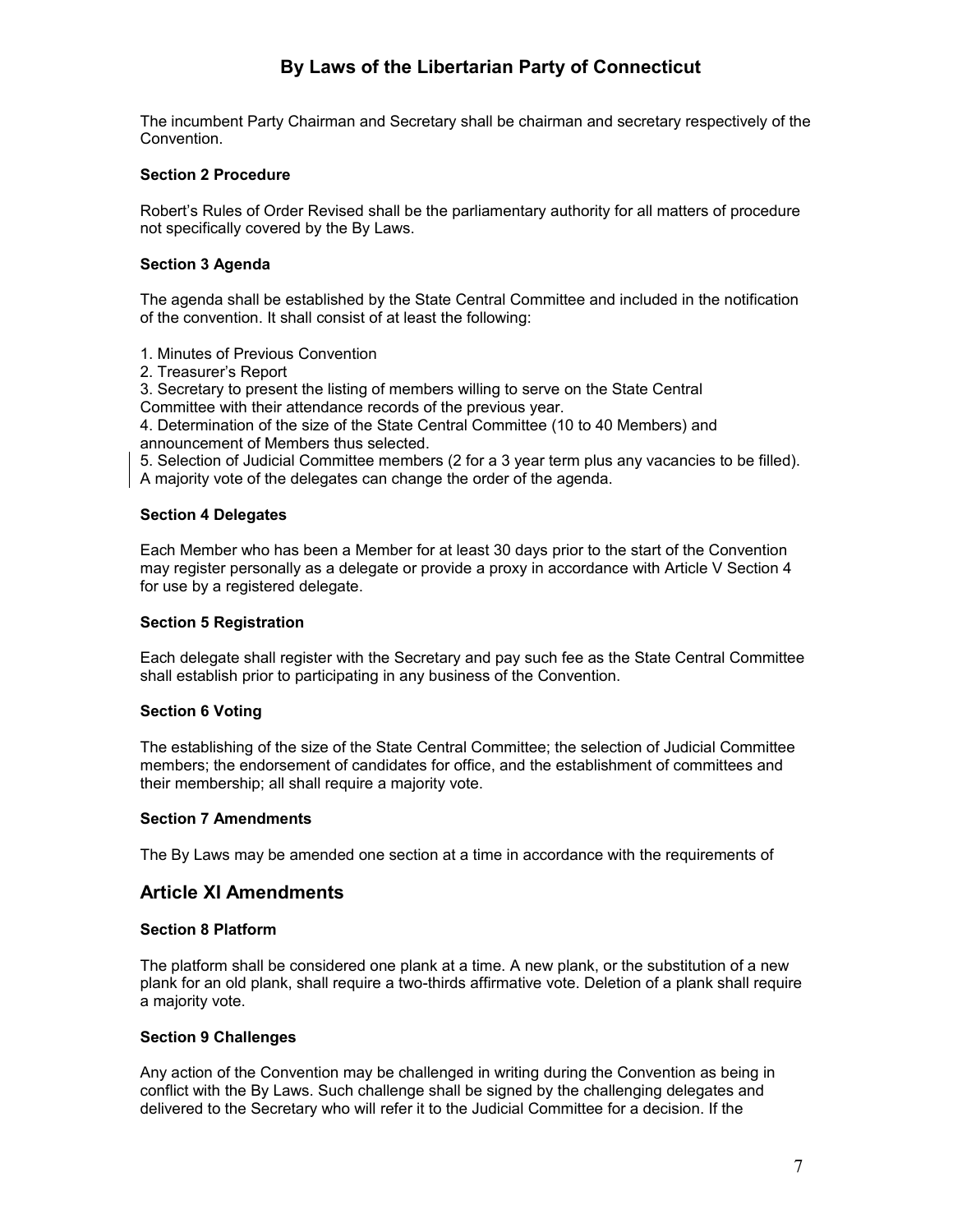The incumbent Party Chairman and Secretary shall be chairman and secretary respectively of the Convention.

**Section 2 Procedure**

Robert's Rules of Order Revised shall be the parliamentary authority for all matters of procedure not specifically covered by the By Laws.

**Section 3 Agenda**

The agenda shall be established by the State Central Committee and included in the notification of the convention. It shall consist of at least the following:

1. Minutes of Previous Convention
2. Treasurer's Report
3. Secretary to present the listing of members willing to serve on the State Central Committee with their attendance records of the previous year.
4. Determination of the size of the State Central Committee (10 to 40 Members) and announcement of Members thus selected.
5. Selection of Judicial Committee members (2 for a 3 year term plus any vacancies to be filled).

A majority vote of the delegates can change the order of the agenda.

**Section 4 Delegates**

Each Member who has been a Member for at least 30 days prior to the start of the Convention may register personally as a delegate or provide a proxy in accordance with Article V Section 4 for use by a registered delegate.

**Section 5 Registration**

Each delegate shall register with the Secretary and pay such fee as the State Central Committee shall establish prior to participating in any business of the Convention.

**Section 6 Voting**

The establishing of the size of the State Central Committee; the selection of Judicial Committee members; the endorsement of candidates for office, and the establishment of committees and their membership; all shall require a majority vote.

**Section 7 Amendments**

The By Laws may be amended one section at a time in accordance with the requirements of

## Article XI Amendments

**Section 8 Platform**

The platform shall be considered one plank at a time. A new plank, or the substitution of a new plank for an old plank, shall require a two-thirds affirmative vote. Deletion of a plank shall require a majority vote.

**Section 9 Challenges**

Any action of the Convention may be challenged in writing during the Convention as being in conflict with the By Laws. Such challenge shall be signed by the challenging delegates and delivered to the Secretary who will refer it to the Judicial Committee for a decision. If the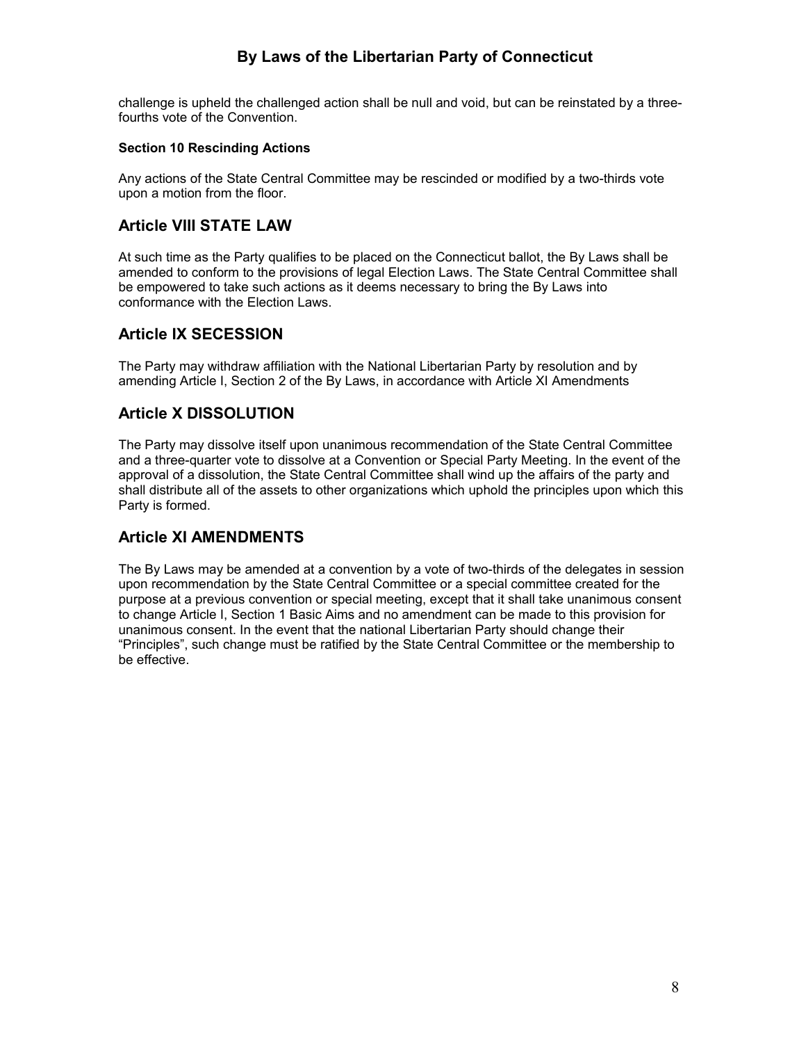challenge is upheld the challenged action shall be null and void, but can be reinstated by a three-fourths vote of the Convention.

#### Section 10 Rescinding Actions

Any actions of the State Central Committee may be rescinded or modified by a two-thirds vote upon a motion from the floor.

## Article VIII STATE LAW

At such time as the Party qualifies to be placed on the Connecticut ballot, the By Laws shall be amended to conform to the provisions of legal Election Laws. The State Central Committee shall be empowered to take such actions as it deems necessary to bring the By Laws into conformance with the Election Laws.

## Article IX SECESSION

The Party may withdraw affiliation with the National Libertarian Party by resolution and by amending Article I, Section 2 of the By Laws, in accordance with Article XI Amendments

## Article X DISSOLUTION

The Party may dissolve itself upon unanimous recommendation of the State Central Committee and a three-quarter vote to dissolve at a Convention or Special Party Meeting. In the event of the approval of a dissolution, the State Central Committee shall wind up the affairs of the party and shall distribute all of the assets to other organizations which uphold the principles upon which this Party is formed.

## Article XI AMENDMENTS

The By Laws may be amended at a convention by a vote of two-thirds of the delegates in session upon recommendation by the State Central Committee or a special committee created for the purpose at a previous convention or special meeting, except that it shall take unanimous consent to change Article I, Section 1 Basic Aims and no amendment can be made to this provision for unanimous consent. In the event that the national Libertarian Party should change their "Principles", such change must be ratified by the State Central Committee or the membership to be effective.